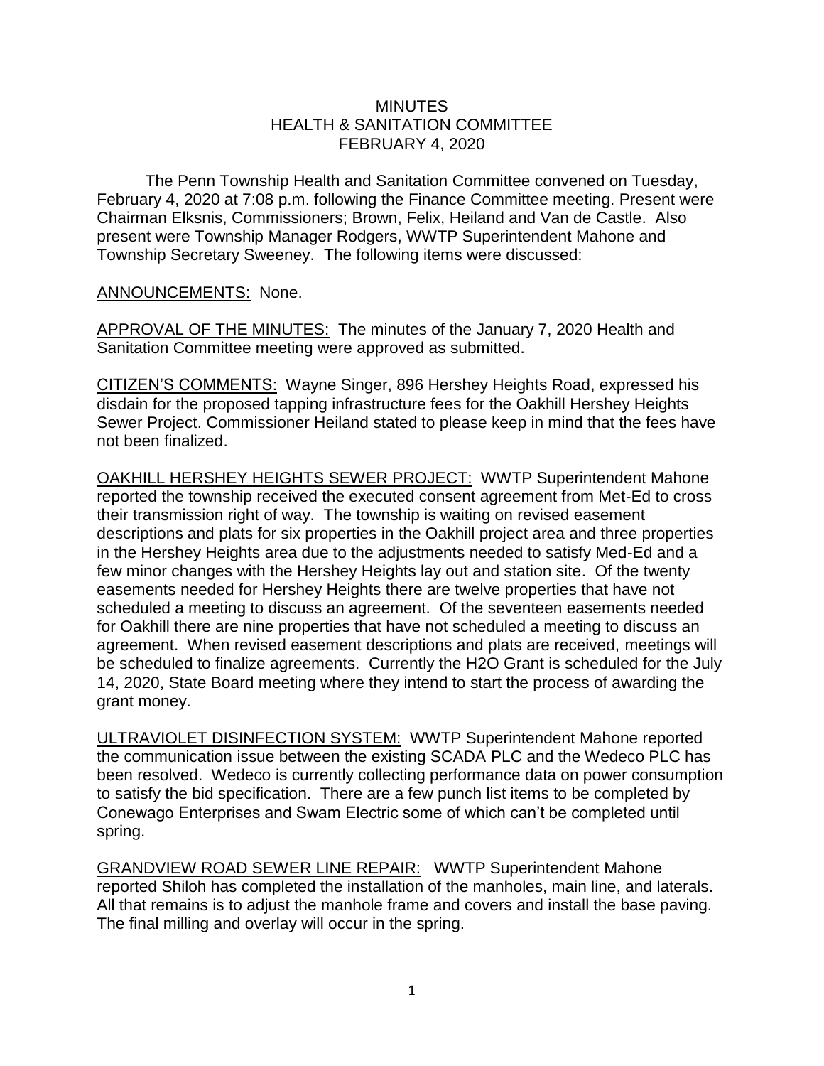# MINUTES
## HEALTH & SANITATION COMMITTEE
## FEBRUARY 4, 2020

The Penn Township Health and Sanitation Committee convened on Tuesday, February 4, 2020 at 7:08 p.m. following the Finance Committee meeting. Present were Chairman Elksnis, Commissioners; Brown, Felix, Heiland and Van de Castle. Also present were Township Manager Rodgers, WWTP Superintendent Mahone and Township Secretary Sweeney. The following items were discussed:

ANNOUNCEMENTS: None.

APPROVAL OF THE MINUTES: The minutes of the January 7, 2020 Health and Sanitation Committee meeting were approved as submitted.

CITIZEN'S COMMENTS: Wayne Singer, 896 Hershey Heights Road, expressed his disdain for the proposed tapping infrastructure fees for the Oakhill Hershey Heights Sewer Project. Commissioner Heiland stated to please keep in mind that the fees have not been finalized.

OAKHILL HERSHEY HEIGHTS SEWER PROJECT: WWTP Superintendent Mahone reported the township received the executed consent agreement from Met-Ed to cross their transmission right of way. The township is waiting on revised easement descriptions and plats for six properties in the Oakhill project area and three properties in the Hershey Heights area due to the adjustments needed to satisfy Med-Ed and a few minor changes with the Hershey Heights lay out and station site. Of the twenty easements needed for Hershey Heights there are twelve properties that have not scheduled a meeting to discuss an agreement. Of the seventeen easements needed for Oakhill there are nine properties that have not scheduled a meeting to discuss an agreement. When revised easement descriptions and plats are received, meetings will be scheduled to finalize agreements. Currently the H2O Grant is scheduled for the July 14, 2020, State Board meeting where they intend to start the process of awarding the grant money.

ULTRAVIOLET DISINFECTION SYSTEM: WWTP Superintendent Mahone reported the communication issue between the existing SCADA PLC and the Wedeco PLC has been resolved. Wedeco is currently collecting performance data on power consumption to satisfy the bid specification. There are a few punch list items to be completed by Conewago Enterprises and Swam Electric some of which can't be completed until spring.

GRANDVIEW ROAD SEWER LINE REPAIR: WWTP Superintendent Mahone reported Shiloh has completed the installation of the manholes, main line, and laterals. All that remains is to adjust the manhole frame and covers and install the base paving. The final milling and overlay will occur in the spring.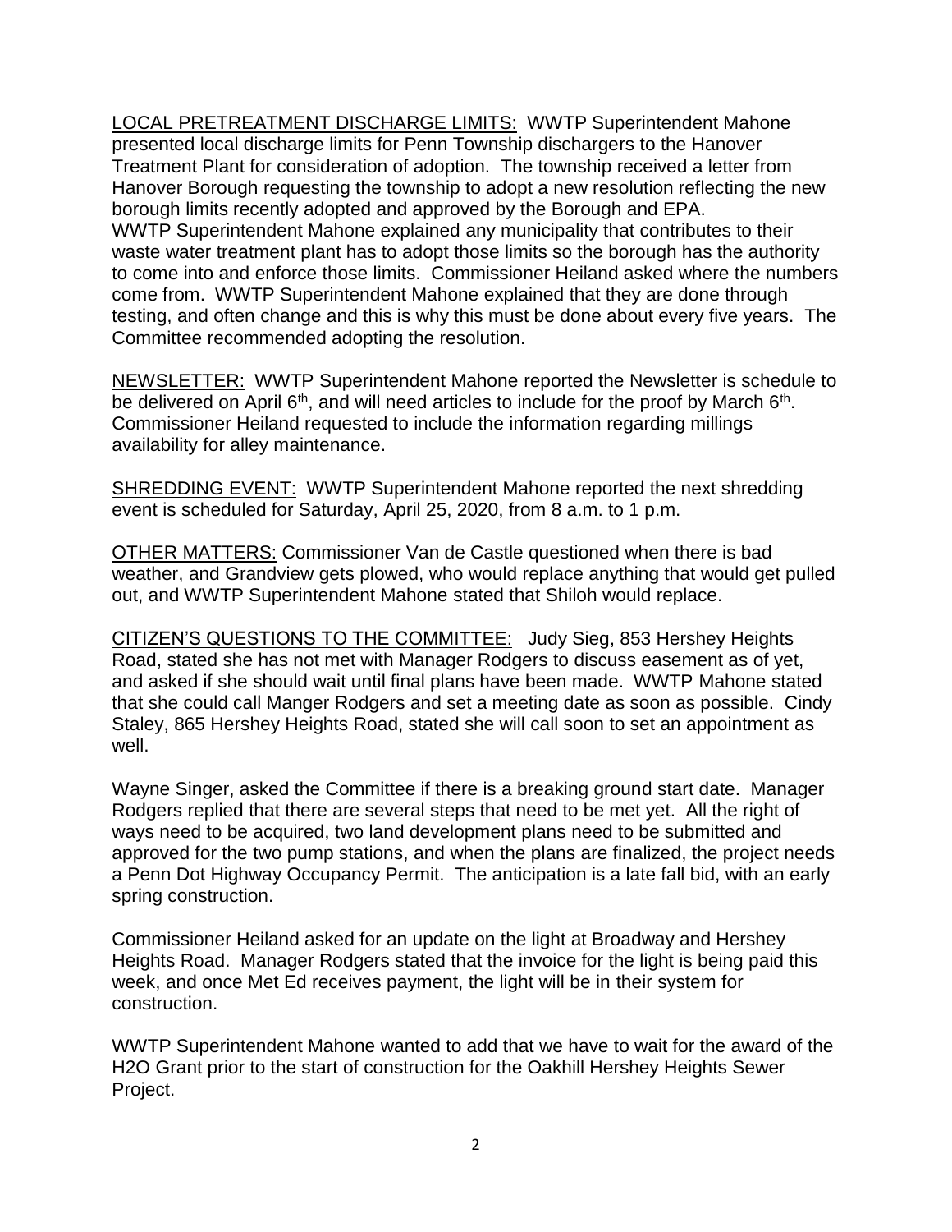LOCAL PRETREATMENT DISCHARGE LIMITS: WWTP Superintendent Mahone presented local discharge limits for Penn Township dischargers to the Hanover Treatment Plant for consideration of adoption. The township received a letter from Hanover Borough requesting the township to adopt a new resolution reflecting the new borough limits recently adopted and approved by the Borough and EPA. WWTP Superintendent Mahone explained any municipality that contributes to their waste water treatment plant has to adopt those limits so the borough has the authority to come into and enforce those limits. Commissioner Heiland asked where the numbers come from. WWTP Superintendent Mahone explained that they are done through testing, and often change and this is why this must be done about every five years. The Committee recommended adopting the resolution.

NEWSLETTER: WWTP Superintendent Mahone reported the Newsletter is schedule to be delivered on April 6th, and will need articles to include for the proof by March 6th. Commissioner Heiland requested to include the information regarding millings availability for alley maintenance.

SHREDDING EVENT: WWTP Superintendent Mahone reported the next shredding event is scheduled for Saturday, April 25, 2020, from 8 a.m. to 1 p.m.

OTHER MATTERS: Commissioner Van de Castle questioned when there is bad weather, and Grandview gets plowed, who would replace anything that would get pulled out, and WWTP Superintendent Mahone stated that Shiloh would replace.

CITIZEN'S QUESTIONS TO THE COMMITTEE: Judy Sieg, 853 Hershey Heights Road, stated she has not met with Manager Rodgers to discuss easement as of yet, and asked if she should wait until final plans have been made. WWTP Mahone stated that she could call Manger Rodgers and set a meeting date as soon as possible. Cindy Staley, 865 Hershey Heights Road, stated she will call soon to set an appointment as well.

Wayne Singer, asked the Committee if there is a breaking ground start date. Manager Rodgers replied that there are several steps that need to be met yet. All the right of ways need to be acquired, two land development plans need to be submitted and approved for the two pump stations, and when the plans are finalized, the project needs a Penn Dot Highway Occupancy Permit. The anticipation is a late fall bid, with an early spring construction.

Commissioner Heiland asked for an update on the light at Broadway and Hershey Heights Road. Manager Rodgers stated that the invoice for the light is being paid this week, and once Met Ed receives payment, the light will be in their system for construction.

WWTP Superintendent Mahone wanted to add that we have to wait for the award of the H2O Grant prior to the start of construction for the Oakhill Hershey Heights Sewer Project.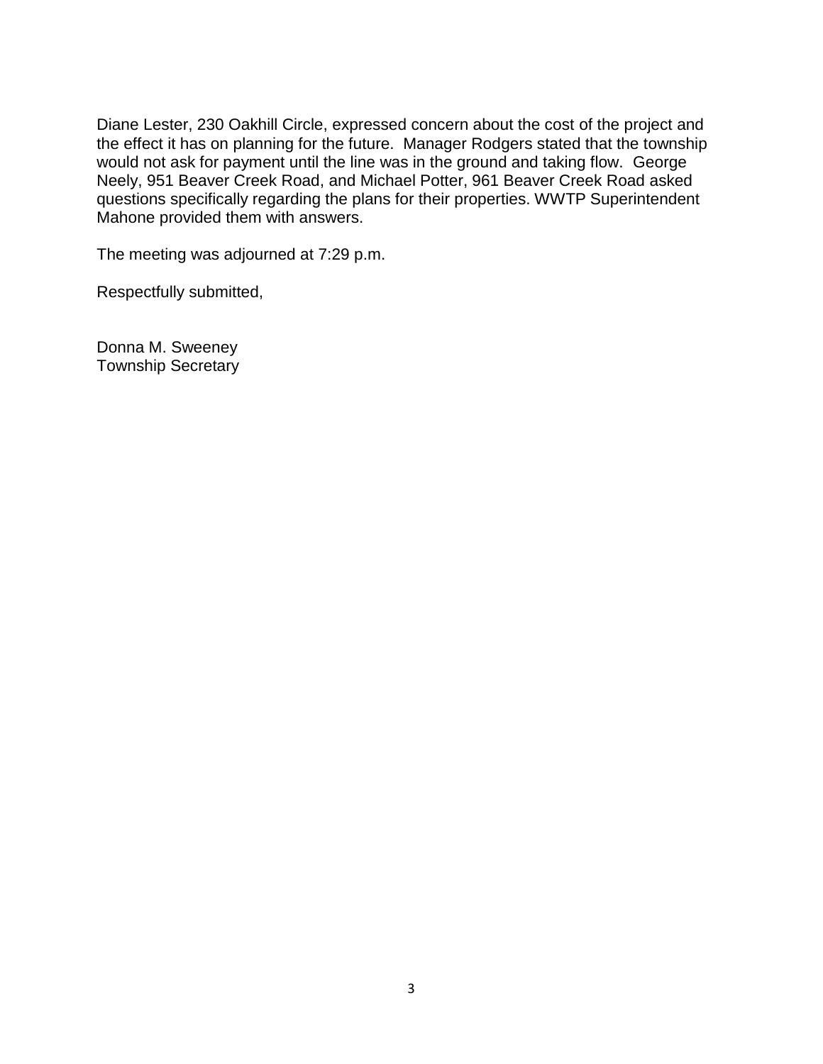Diane Lester, 230 Oakhill Circle, expressed concern about the cost of the project and the effect it has on planning for the future. Manager Rodgers stated that the township would not ask for payment until the line was in the ground and taking flow. George Neely, 951 Beaver Creek Road, and Michael Potter, 961 Beaver Creek Road asked questions specifically regarding the plans for their properties. WWTP Superintendent Mahone provided them with answers.

The meeting was adjourned at 7:29 p.m.

Respectfully submitted,

Donna M. Sweeney
Township Secretary